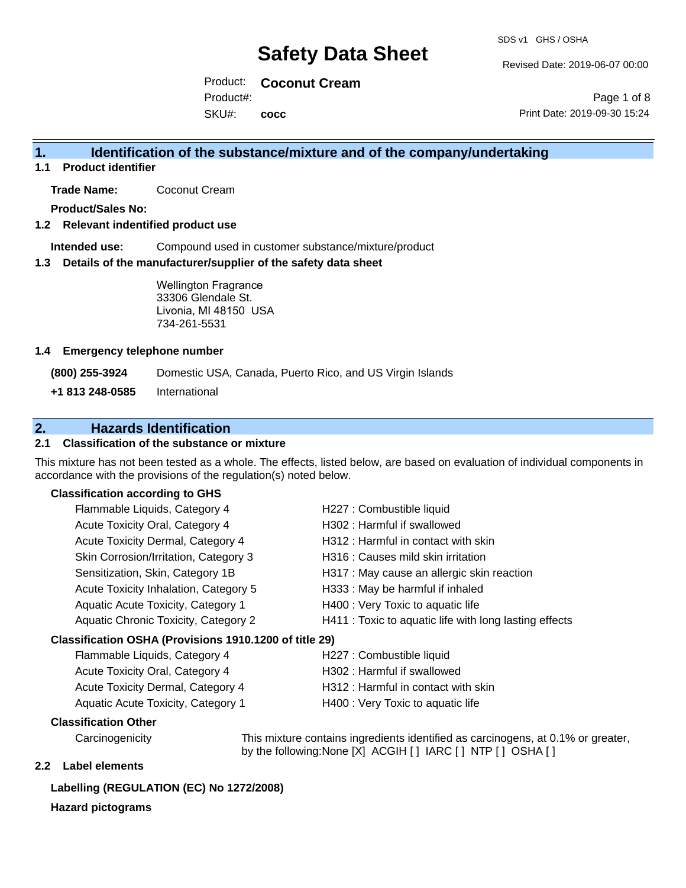# Safety Data Sheet

SDS v1 GHS / OSHA

Revised Date: 2019-06-07 00:00

Product: **Coconut Cream**

Product#:

SKU#: **cocc**

Print Date: 2019-09-30 15:24

## 1. Identification of the substance/mixture and of the company/undertaking

### 1.1 Product identifier

**Trade Name:** Coconut Cream

**Product/Sales No:**

### 1.2 Relevant identified product use

**Intended use:** Compound used in customer substance/mixture/product

### 1.3 Details of the manufacturer/supplier of the safety data sheet

Wellington Fragrance
33306 Glendale St.
Livonia, MI 48150 USA
734-261-5531

### 1.4 Emergency telephone number

**(800) 255-3924** Domestic USA, Canada, Puerto Rico, and US Virgin Islands

**+1 813 248-0585** International

## 2. Hazards Identification

### 2.1 Classification of the substance or mixture

This mixture has not been tested as a whole. The effects, listed below, are based on evaluation of individual components in accordance with the provisions of the regulation(s) noted below.

**Classification according to GHS**

| | |
|---|---|
| Flammable Liquids, Category 4 | H227 : Combustible liquid |
| Acute Toxicity Oral, Category 4 | H302 : Harmful if swallowed |
| Acute Toxicity Dermal, Category 4 | H312 : Harmful in contact with skin |
| Skin Corrosion/Irritation, Category 3 | H316 : Causes mild skin irritation |
| Sensitization, Skin, Category 1B | H317 : May cause an allergic skin reaction |
| Acute Toxicity Inhalation, Category 5 | H333 : May be harmful if inhaled |
| Aquatic Acute Toxicity, Category 1 | H400 : Very Toxic to aquatic life |
| Aquatic Chronic Toxicity, Category 2 | H411 : Toxic to aquatic life with long lasting effects |

**Classification OSHA (Provisions 1910.1200 of title 29)**

| | |
|---|---|
| Flammable Liquids, Category 4 | H227 : Combustible liquid |
| Acute Toxicity Oral, Category 4 | H302 : Harmful if swallowed |
| Acute Toxicity Dermal, Category 4 | H312 : Harmful in contact with skin |
| Aquatic Acute Toxicity, Category 1 | H400 : Very Toxic to aquatic life |

**Classification Other**

Carcinogenicity — This mixture contains ingredients identified as carcinogens, at 0.1% or greater, by the following:None [X] ACGIH [ ] IARC [ ] NTP [ ] OSHA [ ]

### 2.2 Label elements

**Labelling (REGULATION (EC) No 1272/2008)**

**Hazard pictograms**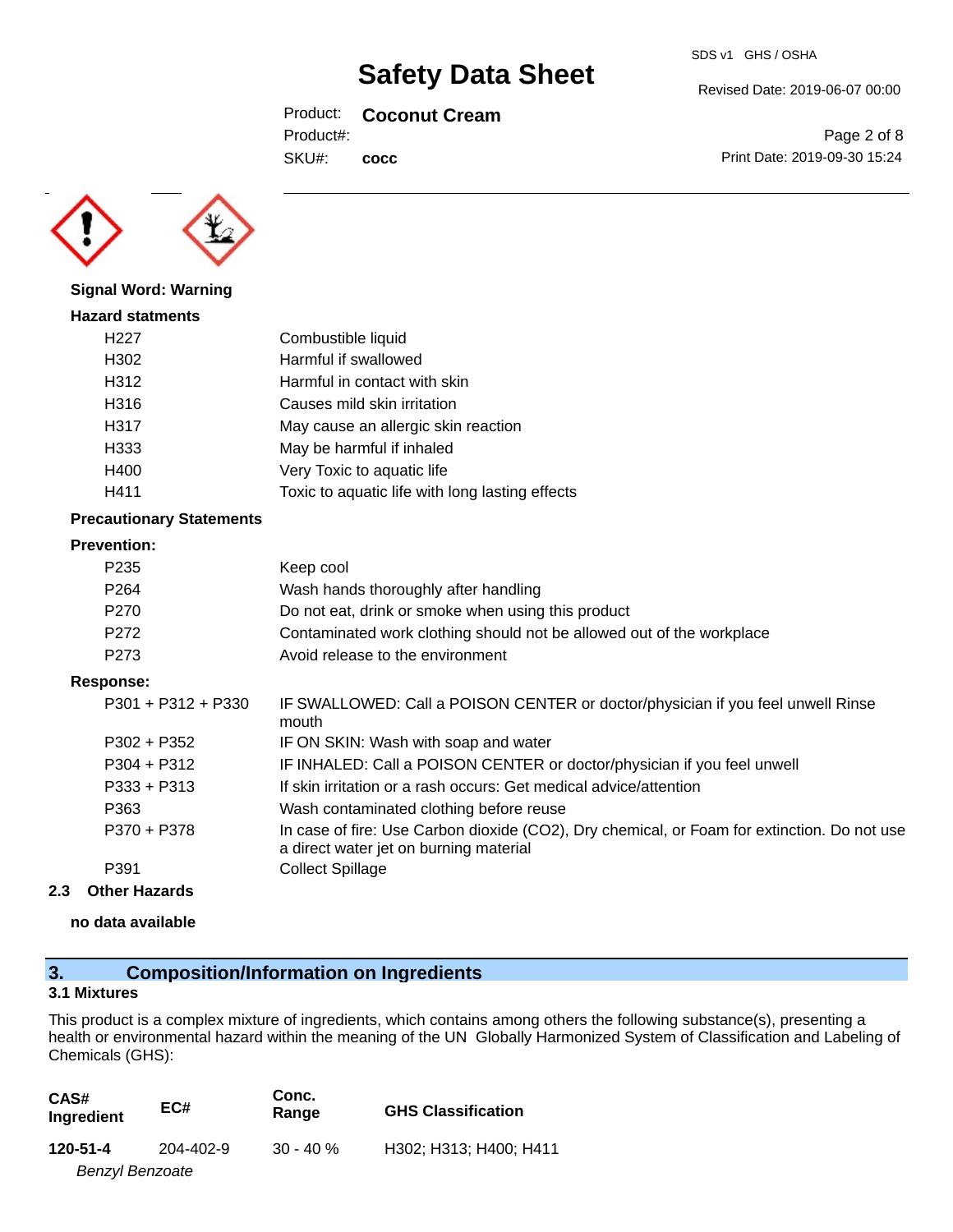**Signal Word: Warning**

**Hazard statments**

| | |
|---|---|
| H227 | Combustible liquid |
| H302 | Harmful if swallowed |
| H312 | Harmful in contact with skin |
| H316 | Causes mild skin irritation |
| H317 | May cause an allergic skin reaction |
| H333 | May be harmful if inhaled |
| H400 | Very Toxic to aquatic life |
| H411 | Toxic to aquatic life with long lasting effects |

**Precautionary Statements**

**Prevention:**

| | |
|---|---|
| P235 | Keep cool |
| P264 | Wash hands thoroughly after handling |
| P270 | Do not eat, drink or smoke when using this product |
| P272 | Contaminated work clothing should not be allowed out of the workplace |
| P273 | Avoid release to the environment |

**Response:**

| | |
|---|---|
| P301 + P312 + P330 | IF SWALLOWED: Call a POISON CENTER or doctor/physician if you feel unwell Rinse mouth |
| P302 + P352 | IF ON SKIN: Wash with soap and water |
| P304 + P312 | IF INHALED: Call a POISON CENTER or doctor/physician if you feel unwell |
| P333 + P313 | If skin irritation or a rash occurs: Get medical advice/attention |
| P363 | Wash contaminated clothing before reuse |
| P370 + P378 | In case of fire: Use Carbon dioxide ($CO_2$), Dry chemical, or Foam for extinction. Do not use a direct water jet on burning material |
| P391 | Collect Spillage |

**2.3 Other Hazards**

**no data available**

## 3. Composition/Information on Ingredients

**3.1 Mixtures**

This product is a complex mixture of ingredients, which contains among others the following substance(s), presenting a health or environmental hazard within the meaning of the UN Globally Harmonized System of Classification and Labeling of Chemicals (GHS):

| CAS# Ingredient | EC# | Conc. Range | GHS Classification |
|---|---|---|---|
| **120-51-4** *Benzyl Benzoate* | 204-402-9 | 30 - 40 % | H302; H313; H400; H411 |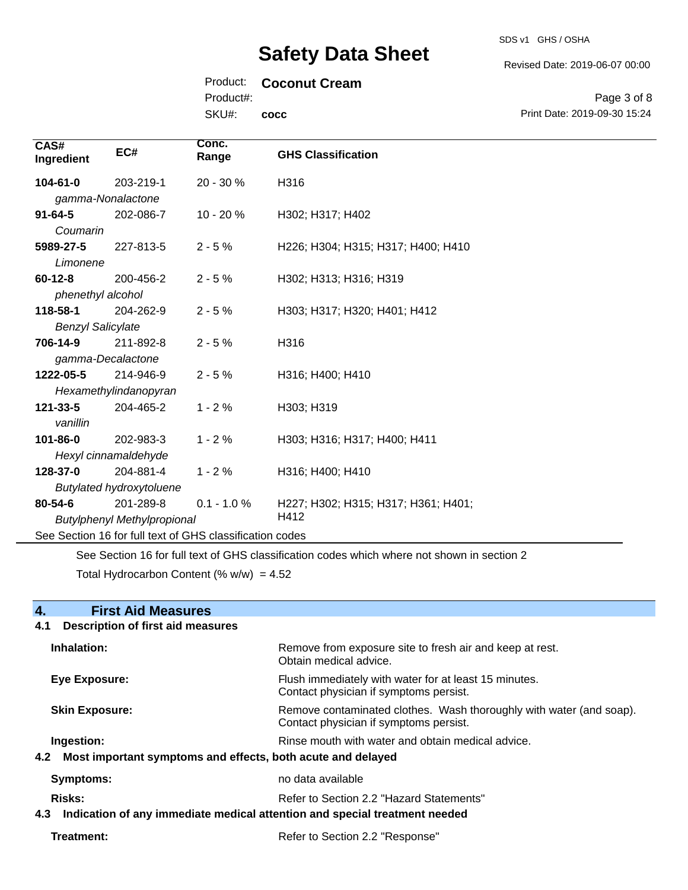| CAS# Ingredient | EC# | Conc. Range | GHS Classification |
|---|---|---|---|
| **104-61-0** *gamma-Nonalactone* | 203-219-1 | 20 - 30 % | H316 |
| **91-64-5** *Coumarin* | 202-086-7 | 10 - 20 % | H302; H317; H402 |
| **5989-27-5** *Limonene* | 227-813-5 | 2 - 5 % | H226; H304; H315; H317; H400; H410 |
| **60-12-8** *phenethyl alcohol* | 200-456-2 | 2 - 5 % | H302; H313; H316; H319 |
| **118-58-1** *Benzyl Salicylate* | 204-262-9 | 2 - 5 % | H303; H317; H320; H401; H412 |
| **706-14-9** *gamma-Decalactone* | 211-892-8 | 2 - 5 % | H316 |
| **1222-05-5** *Hexamethylindanopyran* | 214-946-9 | 2 - 5 % | H316; H400; H410 |
| **121-33-5** *vanillin* | 204-465-2 | 1 - 2 % | H303; H319 |
| **101-86-0** *Hexyl cinnamaldehyde* | 202-983-3 | 1 - 2 % | H303; H316; H317; H400; H411 |
| **128-37-0** *Butylated hydroxytoluene* | 204-881-4 | 1 - 2 % | H316; H400; H410 |
| **80-54-6** *Butylphenyl Methylpropional* | 201-289-8 | 0.1 - 1.0 % | H227; H302; H315; H317; H361; H401; H412 |

See Section 16 for full text of GHS classification codes

See Section 16 for full text of GHS classification codes which where not shown in section 2

Total Hydrocarbon Content (% w/w) = 4.52

## 4. First Aid Measures

### 4.1 Description of first aid measures

**Inhalation:** Remove from exposure site to fresh air and keep at rest. Obtain medical advice.

**Eye Exposure:** Flush immediately with water for at least 15 minutes. Contact physician if symptoms persist.

**Skin Exposure:** Remove contaminated clothes. Wash thoroughly with water (and soap). Contact physician if symptoms persist.

**Ingestion:** Rinse mouth with water and obtain medical advice.

### 4.2 Most important symptoms and effects, both acute and delayed

**Symptoms:** no data available

**Risks:** Refer to Section 2.2 "Hazard Statements"

### 4.3 Indication of any immediate medical attention and special treatment needed

**Treatment:** Refer to Section 2.2 "Response"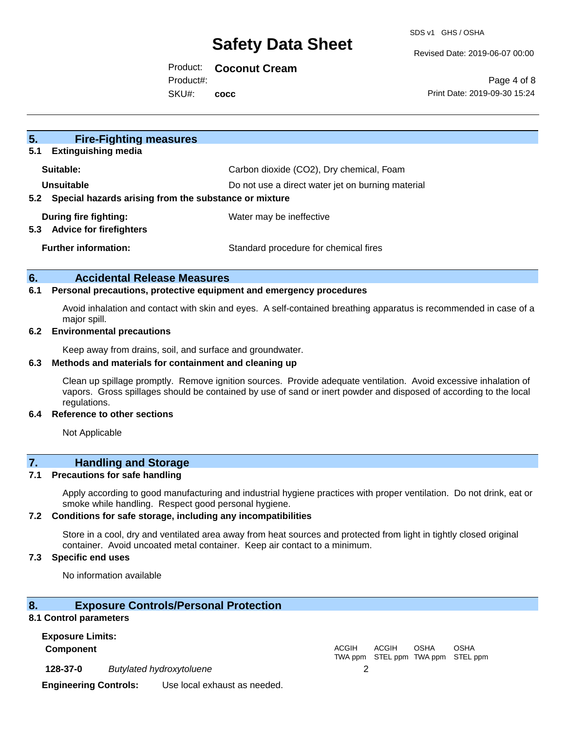## 5. Fire-Fighting measures

### 5.1 Extinguishing media

| | |
|---|---|
| **Suitable:** | Carbon dioxide ($CO_2$), Dry chemical, Foam |
| **Unsuitable** | Do not use a direct water jet on burning material |

### 5.2 Special hazards arising from the substance or mixture

| | |
|---|---|
| **During fire fighting:** | Water may be ineffective |

### 5.3 Advice for firefighters

| | |
|---|---|
| **Further information:** | Standard procedure for chemical fires |

## 6. Accidental Release Measures

### 6.1 Personal precautions, protective equipment and emergency procedures

Avoid inhalation and contact with skin and eyes. A self-contained breathing apparatus is recommended in case of a major spill.

### 6.2 Environmental precautions

Keep away from drains, soil, and surface and groundwater.

### 6.3 Methods and materials for containment and cleaning up

Clean up spillage promptly. Remove ignition sources. Provide adequate ventilation. Avoid excessive inhalation of vapors. Gross spillages should be contained by use of sand or inert powder and disposed of according to the local regulations.

### 6.4 Reference to other sections

Not Applicable

## 7. Handling and Storage

### 7.1 Precautions for safe handling

Apply according to good manufacturing and industrial hygiene practices with proper ventilation. Do not drink, eat or smoke while handling. Respect good personal hygiene.

### 7.2 Conditions for safe storage, including any incompatibilities

Store in a cool, dry and ventilated area away from heat sources and protected from light in tightly closed original container. Avoid uncoated metal container. Keep air contact to a minimum.

### 7.3 Specific end uses

No information available

## 8. Exposure Controls/Personal Protection

### 8.1 Control parameters

**Exposure Limits:**

| Component | | ACGIH TWA ppm | ACGIH STEL ppm | OSHA TWA ppm | OSHA STEL ppm |
|---|---|---|---|---|---|
| **128-37-0** | *Butylated hydroxytoluene* | 2 | | | |

**Engineering Controls:** Use local exhaust as needed.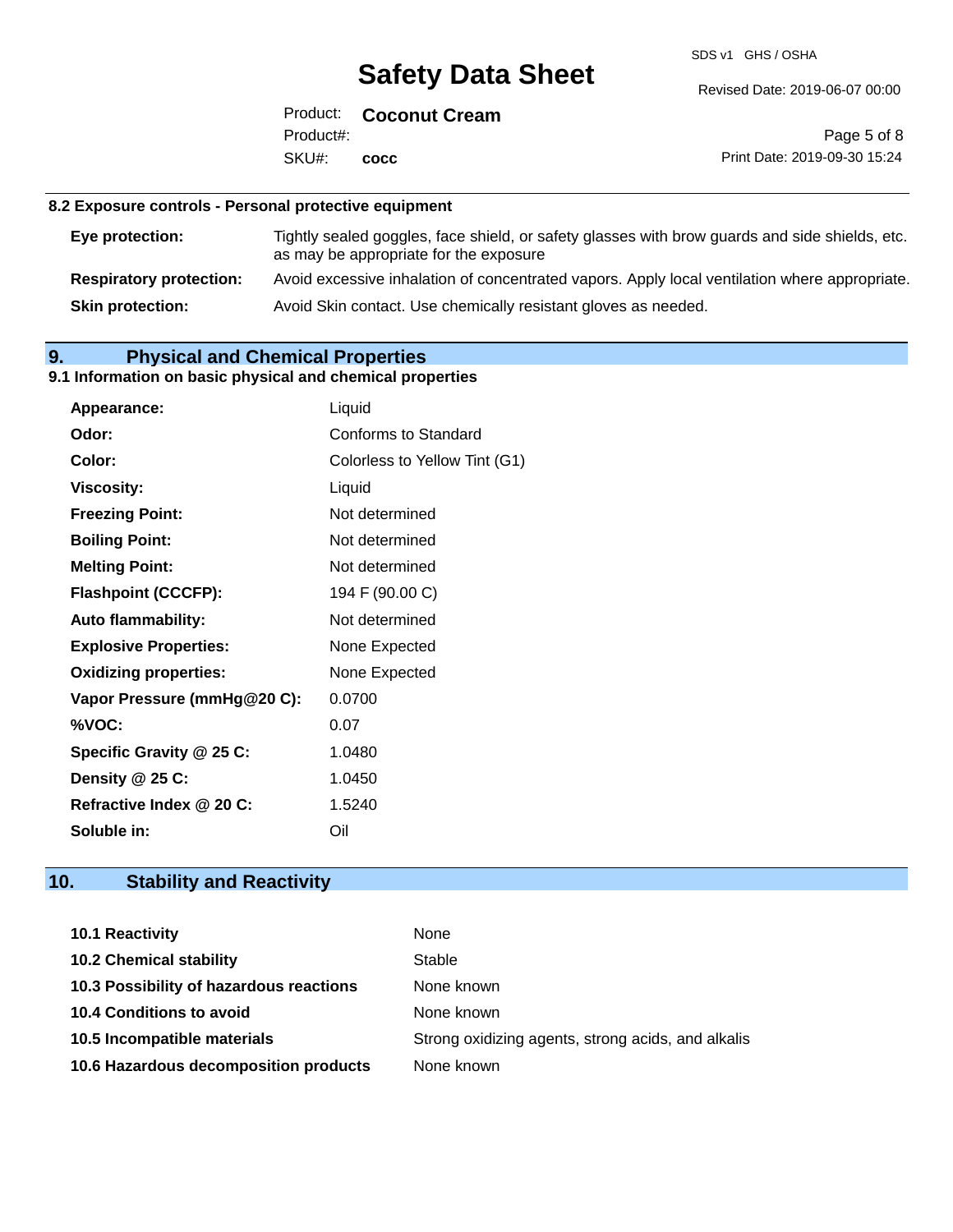### 8.2 Exposure controls - Personal protective equipment

| | |
|---|---|
| **Eye protection:** | Tightly sealed goggles, face shield, or safety glasses with brow guards and side shields, etc. as may be appropriate for the exposure |
| **Respiratory protection:** | Avoid excessive inhalation of concentrated vapors. Apply local ventilation where appropriate. |
| **Skin protection:** | Avoid Skin contact. Use chemically resistant gloves as needed. |

## 9. Physical and Chemical Properties

### 9.1 Information on basic physical and chemical properties

| | |
|---|---|
| **Appearance:** | Liquid |
| **Odor:** | Conforms to Standard |
| **Color:** | Colorless to Yellow Tint (G1) |
| **Viscosity:** | Liquid |
| **Freezing Point:** | Not determined |
| **Boiling Point:** | Not determined |
| **Melting Point:** | Not determined |
| **Flashpoint (CCCFP):** | 194 F (90.00 C) |
| **Auto flammability:** | Not determined |
| **Explosive Properties:** | None Expected |
| **Oxidizing properties:** | None Expected |
| **Vapor Pressure (mmHg@20 C):** | 0.0700 |
| **%VOC:** | 0.07 |
| **Specific Gravity @ 25 C:** | 1.0480 |
| **Density @ 25 C:** | 1.0450 |
| **Refractive Index @ 20 C:** | 1.5240 |
| **Soluble in:** | Oil |

## 10. Stability and Reactivity

| | |
|---|---|
| **10.1 Reactivity** | None |
| **10.2 Chemical stability** | Stable |
| **10.3 Possibility of hazardous reactions** | None known |
| **10.4 Conditions to avoid** | None known |
| **10.5 Incompatible materials** | Strong oxidizing agents, strong acids, and alkalis |
| **10.6 Hazardous decomposition products** | None known |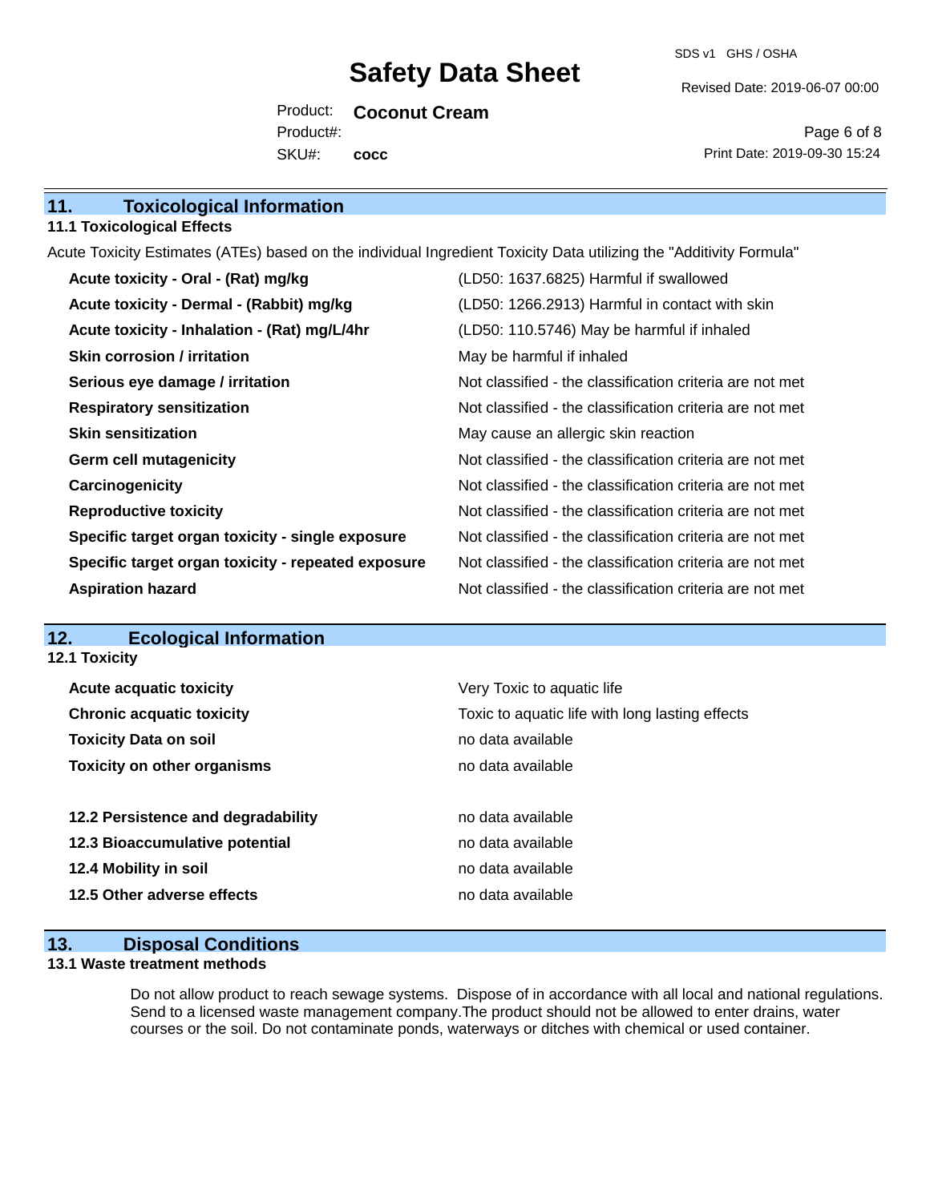## 11. Toxicological Information

### 11.1 Toxicological Effects

Acute Toxicity Estimates (ATEs) based on the individual Ingredient Toxicity Data utilizing the "Additivity Formula"

| | |
|---|---|
| **Acute toxicity - Oral - (Rat) mg/kg** | (LD50: 1637.6825) Harmful if swallowed |
| **Acute toxicity - Dermal - (Rabbit) mg/kg** | (LD50: 1266.2913) Harmful in contact with skin |
| **Acute toxicity - Inhalation - (Rat) mg/L/4hr** | (LD50: 110.5746) May be harmful if inhaled |
| **Skin corrosion / irritation** | May be harmful if inhaled |
| **Serious eye damage / irritation** | Not classified - the classification criteria are not met |
| **Respiratory sensitization** | Not classified - the classification criteria are not met |
| **Skin sensitization** | May cause an allergic skin reaction |
| **Germ cell mutagenicity** | Not classified - the classification criteria are not met |
| **Carcinogenicity** | Not classified - the classification criteria are not met |
| **Reproductive toxicity** | Not classified - the classification criteria are not met |
| **Specific target organ toxicity - single exposure** | Not classified - the classification criteria are not met |
| **Specific target organ toxicity - repeated exposure** | Not classified - the classification criteria are not met |
| **Aspiration hazard** | Not classified - the classification criteria are not met |

## 12. Ecological Information

### 12.1 Toxicity

| | |
|---|---|
| **Acute acquatic toxicity** | Very Toxic to aquatic life |
| **Chronic acquatic toxicity** | Toxic to aquatic life with long lasting effects |
| **Toxicity Data on soil** | no data available |
| **Toxicity on other organisms** | no data available |

| | |
|---|---|
| **12.2 Persistence and degradability** | no data available |
| **12.3 Bioaccumulative potential** | no data available |
| **12.4 Mobility in soil** | no data available |
| **12.5 Other adverse effects** | no data available |

## 13. Disposal Conditions

### 13.1 Waste treatment methods

Do not allow product to reach sewage systems. Dispose of in accordance with all local and national regulations. Send to a licensed waste management company.The product should not be allowed to enter drains, water courses or the soil. Do not contaminate ponds, waterways or ditches with chemical or used container.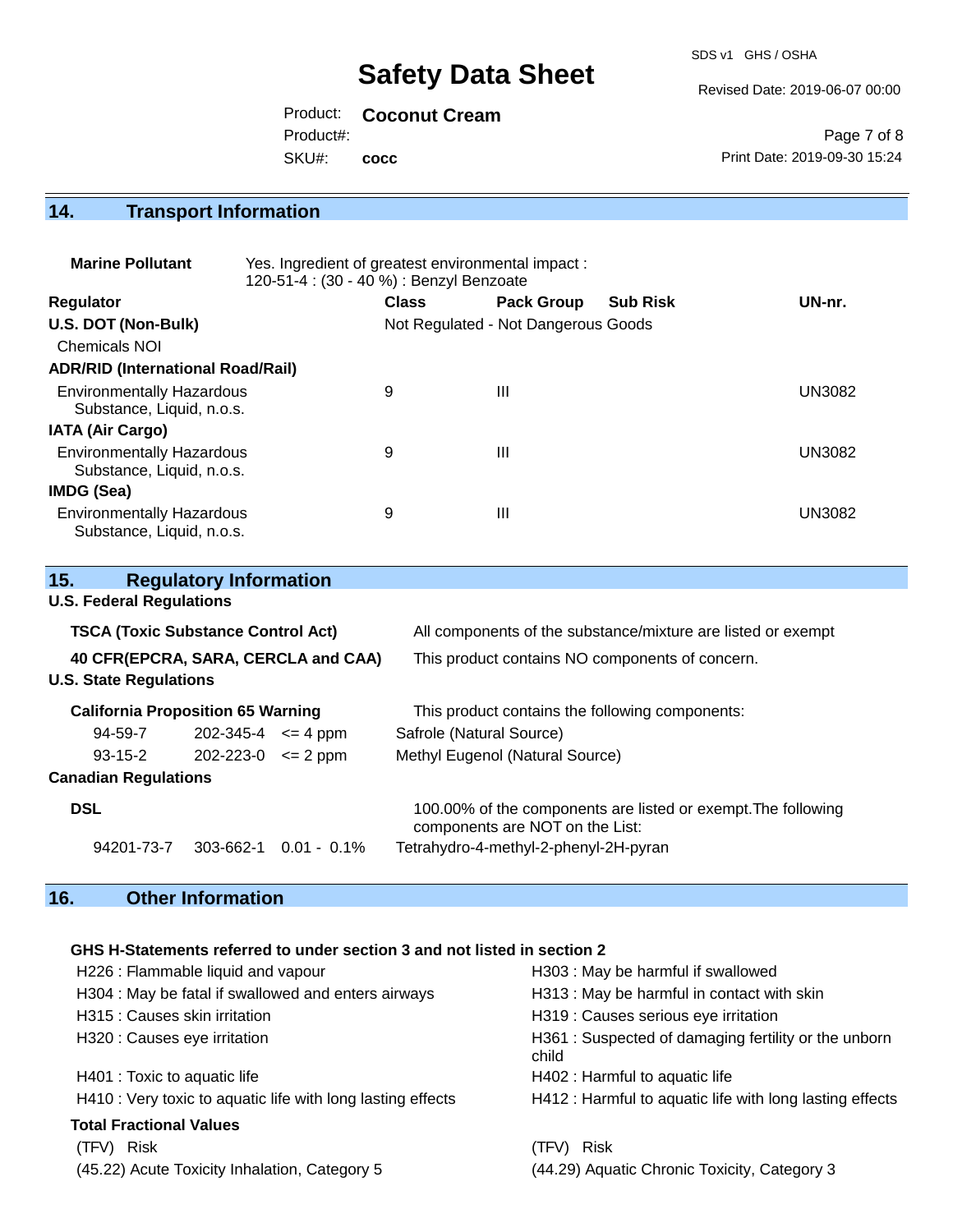## 14. Transport Information

**Marine Pollutant** Yes. Ingredient of greatest environmental impact : 120-51-4 : (30 - 40 %) : Benzyl Benzoate

| Regulator | Class | Pack Group | Sub Risk | UN-nr. |
|---|---|---|---|---|
| **U.S. DOT (Non-Bulk)** | Not Regulated - Not Dangerous Goods | | | |
| Chemicals NOI | | | | |
| **ADR/RID (International Road/Rail)** | | | | |
| Environmentally Hazardous Substance, Liquid, n.o.s. | 9 | III | | UN3082 |
| **IATA (Air Cargo)** | | | | |
| Environmentally Hazardous Substance, Liquid, n.o.s. | 9 | III | | UN3082 |
| **IMDG (Sea)** | | | | |
| Environmentally Hazardous Substance, Liquid, n.o.s. | 9 | III | | UN3082 |

## 15. Regulatory Information

**U.S. Federal Regulations**

**TSCA (Toxic Substance Control Act)** All components of the substance/mixture are listed or exempt

**40 CFR(EPCRA, SARA, CERCLA and CAA)** This product contains NO components of concern.

**U.S. State Regulations**

**California Proposition 65 Warning** This product contains the following components:

| | | | |
|---|---|---|---|
| 94-59-7 | 202-345-4 | <= 4 ppm | Safrole (Natural Source) |
| 93-15-2 | 202-223-0 | <= 2 ppm | Methyl Eugenol (Natural Source) |

**Canadian Regulations**

**DSL** 100.00% of the components are listed or exempt.The following components are NOT on the List:

| | | | |
|---|---|---|---|
| 94201-73-7 | 303-662-1 | 0.01 - 0.1% | Tetrahydro-4-methyl-2-phenyl-2H-pyran |

## 16. Other Information

**GHS H-Statements referred to under section 3 and not listed in section 2**

H226 : Flammable liquid and vapour
H303 : May be harmful if swallowed
H304 : May be fatal if swallowed and enters airways
H313 : May be harmful in contact with skin
H315 : Causes skin irritation
H319 : Causes serious eye irritation
H320 : Causes eye irritation
H361 : Suspected of damaging fertility or the unborn child
H401 : Toxic to aquatic life
H402 : Harmful to aquatic life
H410 : Very toxic to aquatic life with long lasting effects
H412 : Harmful to aquatic life with long lasting effects

**Total Fractional Values**

| (TFV) Risk | (TFV) Risk |
|---|---|
| (45.22) Acute Toxicity Inhalation, Category 5 | (44.29) Aquatic Chronic Toxicity, Category 3 |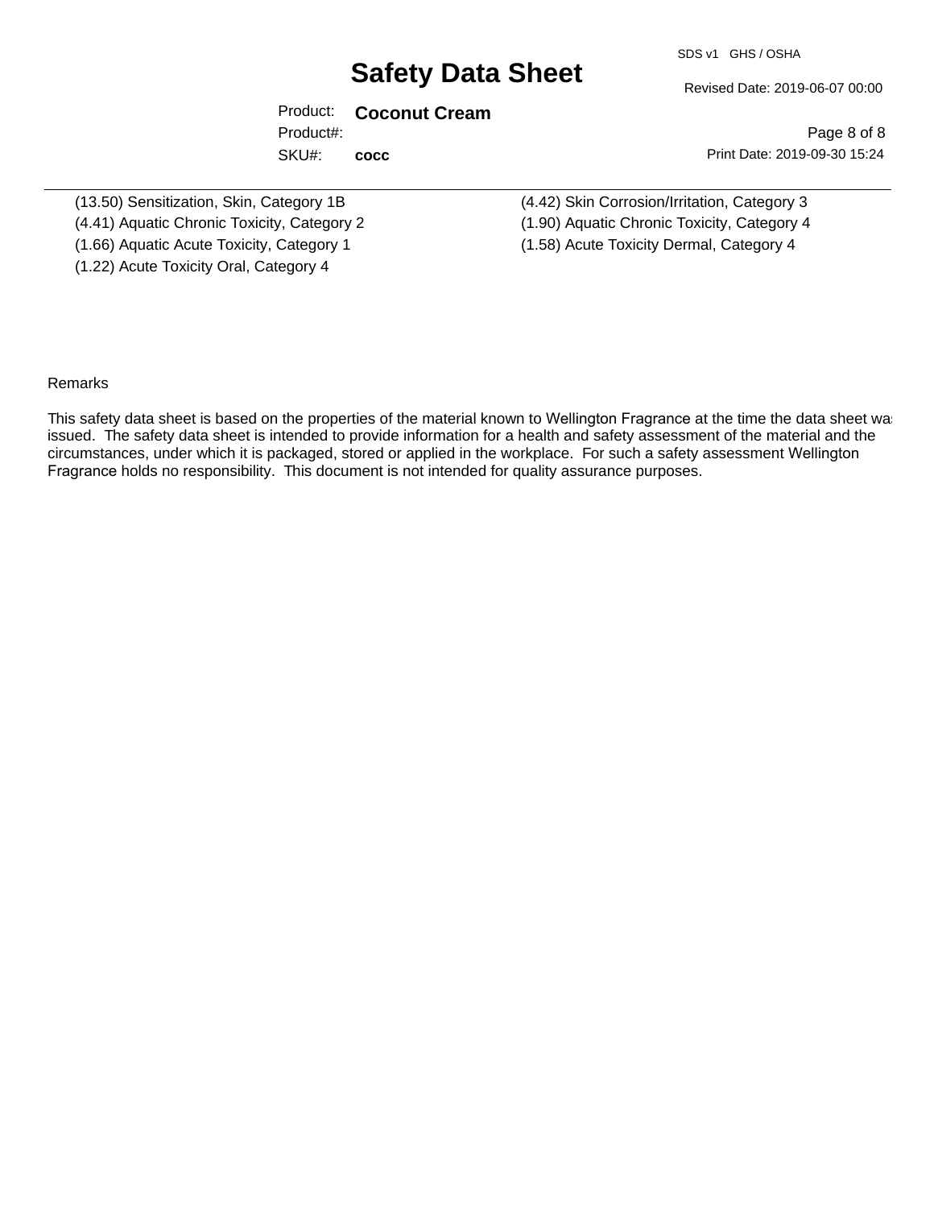(13.50) Sensitization, Skin, Category 1B
(4.41) Aquatic Chronic Toxicity, Category 2
(1.66) Aquatic Acute Toxicity, Category 1
(1.22) Acute Toxicity Oral, Category 4
(4.42) Skin Corrosion/Irritation, Category 3
(1.90) Aquatic Chronic Toxicity, Category 4
(1.58) Acute Toxicity Dermal, Category 4

Remarks

This safety data sheet is based on the properties of the material known to Wellington Fragrance at the time the data sheet was issued. The safety data sheet is intended to provide information for a health and safety assessment of the material and the circumstances, under which it is packaged, stored or applied in the workplace. For such a safety assessment Wellington Fragrance holds no responsibility. This document is not intended for quality assurance purposes.